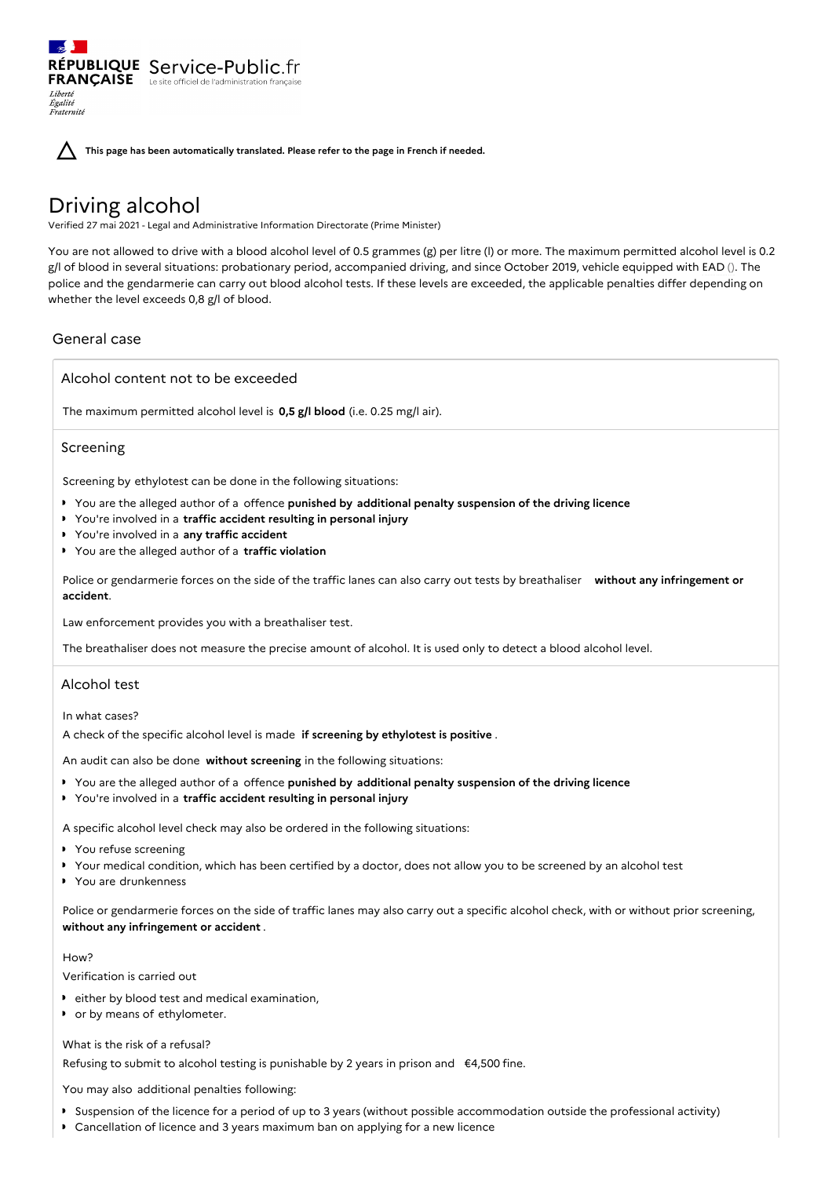RÉPUBLIQUE FRANÇAISE Service-Public.fr
Le site officiel de l'administration française

**This page has been automatically translated. Please refer to the page in French if needed.**

# Driving alcohol

Verified 27 mai 2021 - Legal and Administrative Information Directorate (Prime Minister)

You are not allowed to drive with a blood alcohol level of 0.5 grammes (g) per litre (l) or more. The maximum permitted alcohol level is 0.2 g/l of blood in several situations: probationary period, accompanied driving, and since October 2019, vehicle equipped with EAD (). The police and the gendarmerie can carry out blood alcohol tests. If these levels are exceeded, the applicable penalties differ depending on whether the level exceeds 0,8 g/l of blood.

## General case

### Alcohol content not to be exceeded

The maximum permitted alcohol level is **0,5 g/l blood** (i.e. 0.25 mg/l air).

### Screening

Screening by ethylotest can be done in the following situations:

- You are the alleged author of a offence **punished by additional penalty suspension of the driving licence**
- You're involved in a **traffic accident resulting in personal injury**
- You're involved in a **any traffic accident**
- You are the alleged author of a **traffic violation**

Police or gendarmerie forces on the side of the traffic lanes can also carry out tests by breathaliser **without any infringement or accident**.

Law enforcement provides you with a breathaliser test.

The breathaliser does not measure the precise amount of alcohol. It is used only to detect a blood alcohol level.

### Alcohol test

In what cases?

A check of the specific alcohol level is made **if screening by ethylotest is positive** .

An audit can also be done **without screening** in the following situations:

- You are the alleged author of a offence **punished by additional penalty suspension of the driving licence**
- You're involved in a **traffic accident resulting in personal injury**

A specific alcohol level check may also be ordered in the following situations:

- You refuse screening
- Your medical condition, which has been certified by a doctor, does not allow you to be screened by an alcohol test
- You are drunkenness

Police or gendarmerie forces on the side of traffic lanes may also carry out a specific alcohol check, with or without prior screening, **without any infringement or accident** .

How?

Verification is carried out

- either by blood test and medical examination,
- or by means of ethylometer.

What is the risk of a refusal?

Refusing to submit to alcohol testing is punishable by 2 years in prison and €4,500 fine.

You may also additional penalties following:

- Suspension of the licence for a period of up to 3 years (without possible accommodation outside the professional activity)
- Cancellation of licence and 3 years maximum ban on applying for a new licence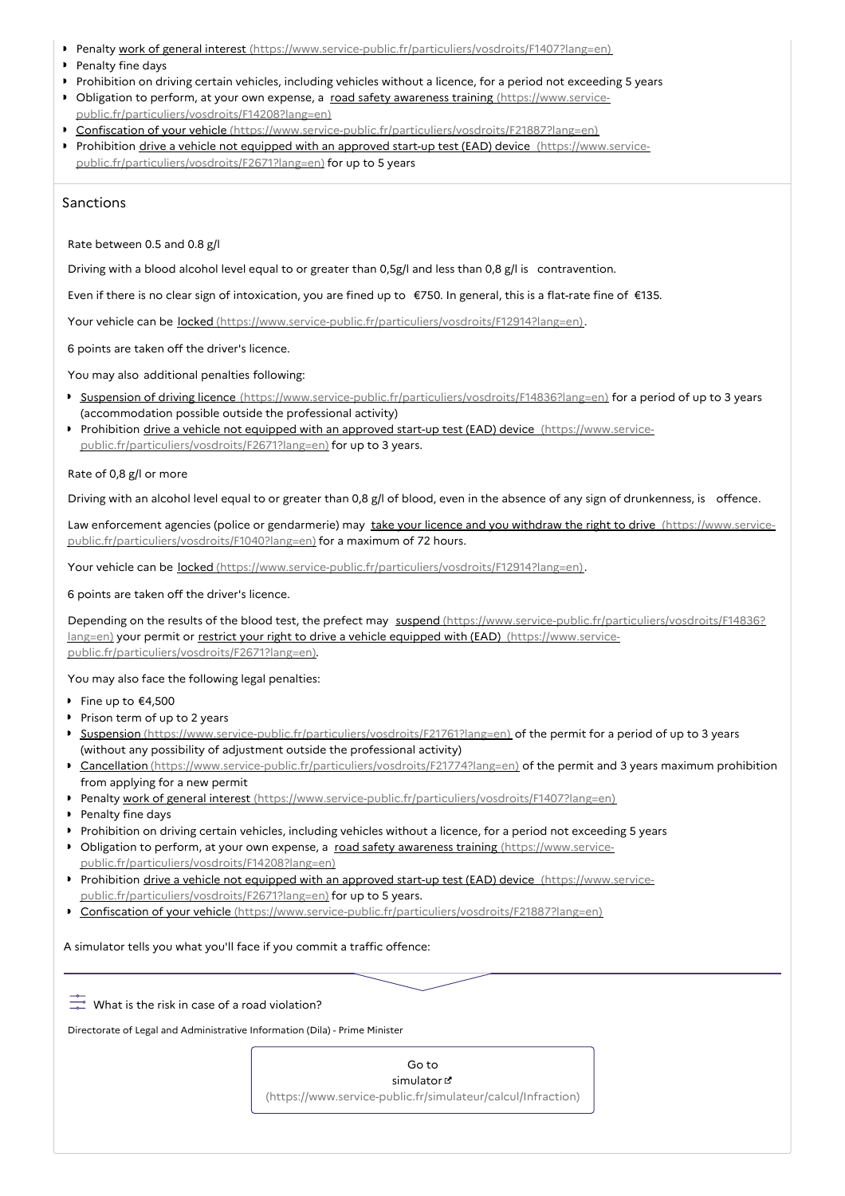- Penalty work of general interest (https://www.service-public.fr/particuliers/vosdroits/F1407?lang=en)
- Penalty fine days
- Prohibition on driving certain vehicles, including vehicles without a licence, for a period not exceeding 5 years
- Obligation to perform, at your own expense, a road safety awareness training (https://www.service-public.fr/particuliers/vosdroits/F14208?lang=en)
- Confiscation of your vehicle (https://www.service-public.fr/particuliers/vosdroits/F21887?lang=en)
- Prohibition drive a vehicle not equipped with an approved start-up test (EAD) device (https://www.service-public.fr/particuliers/vosdroits/F2671?lang=en) for up to 5 years

## Sanctions

### Rate between 0.5 and 0.8 g/l

Driving with a blood alcohol level equal to or greater than 0,5g/l and less than 0,8 g/l is contravention.

Even if there is no clear sign of intoxication, you are fined up to €750. In general, this is a flat-rate fine of €135.

Your vehicle can be locked (https://www.service-public.fr/particuliers/vosdroits/F12914?lang=en).

6 points are taken off the driver's licence.

You may also additional penalties following:

- Suspension of driving licence (https://www.service-public.fr/particuliers/vosdroits/F14836?lang=en) for a period of up to 3 years (accommodation possible outside the professional activity)
- Prohibition drive a vehicle not equipped with an approved start-up test (EAD) device (https://www.service-public.fr/particuliers/vosdroits/F2671?lang=en) for up to 3 years.

### Rate of 0,8 g/l or more

Driving with an alcohol level equal to or greater than 0,8 g/l of blood, even in the absence of any sign of drunkenness, is offence.

Law enforcement agencies (police or gendarmerie) may take your licence and you withdraw the right to drive (https://www.service-public.fr/particuliers/vosdroits/F1040?lang=en) for a maximum of 72 hours.

Your vehicle can be locked (https://www.service-public.fr/particuliers/vosdroits/F12914?lang=en).

6 points are taken off the driver's licence.

Depending on the results of the blood test, the prefect may suspend (https://www.service-public.fr/particuliers/vosdroits/F14836?lang=en) your permit or restrict your right to drive a vehicle equipped with (EAD) (https://www.service-public.fr/particuliers/vosdroits/F2671?lang=en).

You may also face the following legal penalties:

- Fine up to €4,500
- Prison term of up to 2 years
- Suspension (https://www.service-public.fr/particuliers/vosdroits/F21761?lang=en) of the permit for a period of up to 3 years (without any possibility of adjustment outside the professional activity)
- Cancellation (https://www.service-public.fr/particuliers/vosdroits/F21774?lang=en) of the permit and 3 years maximum prohibition from applying for a new permit
- Penalty work of general interest (https://www.service-public.fr/particuliers/vosdroits/F1407?lang=en)
- Penalty fine days
- Prohibition on driving certain vehicles, including vehicles without a licence, for a period not exceeding 5 years
- Obligation to perform, at your own expense, a road safety awareness training (https://www.service-public.fr/particuliers/vosdroits/F14208?lang=en)
- Prohibition drive a vehicle not equipped with an approved start-up test (EAD) device (https://www.service-public.fr/particuliers/vosdroits/F2671?lang=en) for up to 5 years.
- Confiscation of your vehicle (https://www.service-public.fr/particuliers/vosdroits/F21887?lang=en)

A simulator tells you what you'll face if you commit a traffic offence:

What is the risk in case of a road violation?

Directorate of Legal and Administrative Information (Dila) - Prime Minister

Go to simulator (https://www.service-public.fr/simulateur/calcul/Infraction)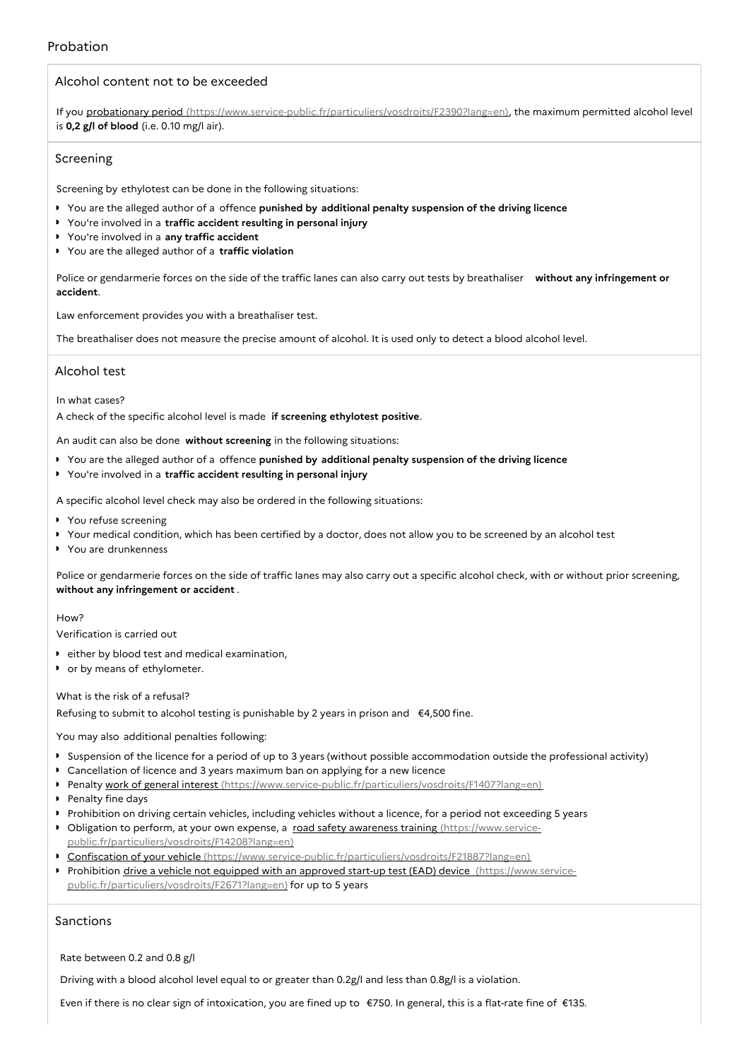## Probation

### Alcohol content not to be exceeded

If you probationary period (https://www.service-public.fr/particuliers/vosdroits/F2390?lang=en), the maximum permitted alcohol level is **0,2 g/l of blood** (i.e. 0.10 mg/l air).

### Screening

Screening by ethylotest can be done in the following situations:

- You are the alleged author of a offence **punished by additional penalty suspension of the driving licence**
- You're involved in a **traffic accident resulting in personal injury**
- You're involved in a **any traffic accident**
- You are the alleged author of a **traffic violation**

Police or gendarmerie forces on the side of the traffic lanes can also carry out tests by breathaliser **without any infringement or accident**.

Law enforcement provides you with a breathaliser test.

The breathaliser does not measure the precise amount of alcohol. It is used only to detect a blood alcohol level.

### Alcohol test

In what cases?

A check of the specific alcohol level is made **if screening ethylotest positive**.

An audit can also be done **without screening** in the following situations:

- You are the alleged author of a offence **punished by additional penalty suspension of the driving licence**
- You're involved in a **traffic accident resulting in personal injury**

A specific alcohol level check may also be ordered in the following situations:

- You refuse screening
- Your medical condition, which has been certified by a doctor, does not allow you to be screened by an alcohol test
- You are drunkenness

Police or gendarmerie forces on the side of traffic lanes may also carry out a specific alcohol check, with or without prior screening, **without any infringement or accident**.

How?

Verification is carried out

- either by blood test and medical examination,
- or by means of ethylometer.

What is the risk of a refusal?

Refusing to submit to alcohol testing is punishable by 2 years in prison and €4,500 fine.

You may also additional penalties following:

- Suspension of the licence for a period of up to 3 years (without possible accommodation outside the professional activity)
- Cancellation of licence and 3 years maximum ban on applying for a new licence
- Penalty work of general interest (https://www.service-public.fr/particuliers/vosdroits/F1407?lang=en)
- Penalty fine days
- Prohibition on driving certain vehicles, including vehicles without a licence, for a period not exceeding 5 years
- Obligation to perform, at your own expense, a road safety awareness training (https://www.service-public.fr/particuliers/vosdroits/F14208?lang=en)
- Confiscation of your vehicle (https://www.service-public.fr/particuliers/vosdroits/F21887?lang=en)
- Prohibition drive a vehicle not equipped with an approved start-up test (EAD) device (https://www.service-public.fr/particuliers/vosdroits/F2671?lang=en) for up to 5 years

### Sanctions

Rate between 0.2 and 0.8 g/l

Driving with a blood alcohol level equal to or greater than 0.2g/l and less than 0.8g/l is a violation.

Even if there is no clear sign of intoxication, you are fined up to €750. In general, this is a flat-rate fine of €135.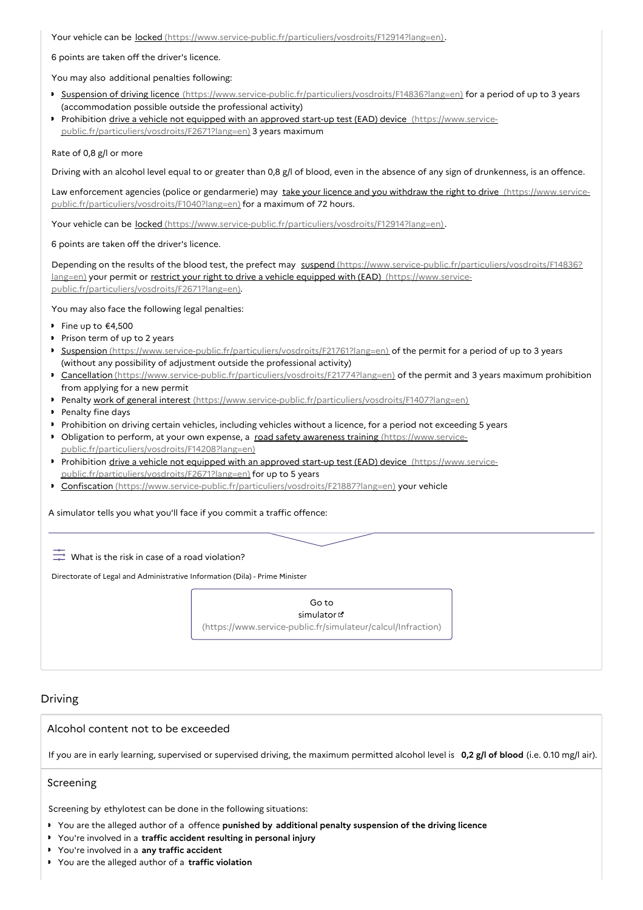Your vehicle can be locked (https://www.service-public.fr/particuliers/vosdroits/F12914?lang=en).

6 points are taken off the driver's licence.

You may also additional penalties following:

- Suspension of driving licence (https://www.service-public.fr/particuliers/vosdroits/F14836?lang=en) for a period of up to 3 years (accommodation possible outside the professional activity)
- Prohibition drive a vehicle not equipped with an approved start-up test (EAD) device (https://www.service-public.fr/particuliers/vosdroits/F2671?lang=en) 3 years maximum

Rate of 0,8 g/l or more

Driving with an alcohol level equal to or greater than 0,8 g/l of blood, even in the absence of any sign of drunkenness, is an offence.

Law enforcement agencies (police or gendarmerie) may take your licence and you withdraw the right to drive (https://www.service-public.fr/particuliers/vosdroits/F1040?lang=en) for a maximum of 72 hours.

Your vehicle can be locked (https://www.service-public.fr/particuliers/vosdroits/F12914?lang=en).

6 points are taken off the driver's licence.

Depending on the results of the blood test, the prefect may suspend (https://www.service-public.fr/particuliers/vosdroits/F14836?lang=en) your permit or restrict your right to drive a vehicle equipped with (EAD) (https://www.service-public.fr/particuliers/vosdroits/F2671?lang=en).

You may also face the following legal penalties:

- Fine up to €4,500
- Prison term of up to 2 years
- Suspension (https://www.service-public.fr/particuliers/vosdroits/F21761?lang=en) of the permit for a period of up to 3 years (without any possibility of adjustment outside the professional activity)
- Cancellation (https://www.service-public.fr/particuliers/vosdroits/F21774?lang=en) of the permit and 3 years maximum prohibition from applying for a new permit
- Penalty work of general interest (https://www.service-public.fr/particuliers/vosdroits/F1407?lang=en)
- Penalty fine days
- Prohibition on driving certain vehicles, including vehicles without a licence, for a period not exceeding 5 years
- Obligation to perform, at your own expense, a road safety awareness training (https://www.service-public.fr/particuliers/vosdroits/F14208?lang=en)
- Prohibition drive a vehicle not equipped with an approved start-up test (EAD) device (https://www.service-public.fr/particuliers/vosdroits/F2671?lang=en) for up to 5 years
- Confiscation (https://www.service-public.fr/particuliers/vosdroits/F21887?lang=en) your vehicle

A simulator tells you what you'll face if you commit a traffic offence:

What is the risk in case of a road violation?

Directorate of Legal and Administrative Information (Dila) - Prime Minister

Go to simulator (https://www.service-public.fr/simulateur/calcul/Infraction)

## Driving

### Alcohol content not to be exceeded

If you are in early learning, supervised or supervised driving, the maximum permitted alcohol level is **0,2 g/l of blood** (i.e. 0.10 mg/l air).

### Screening

Screening by ethylotest can be done in the following situations:

- You are the alleged author of a offence **punished by additional penalty suspension of the driving licence**
- You're involved in a **traffic accident resulting in personal injury**
- You're involved in a **any traffic accident**
- You are the alleged author of a **traffic violation**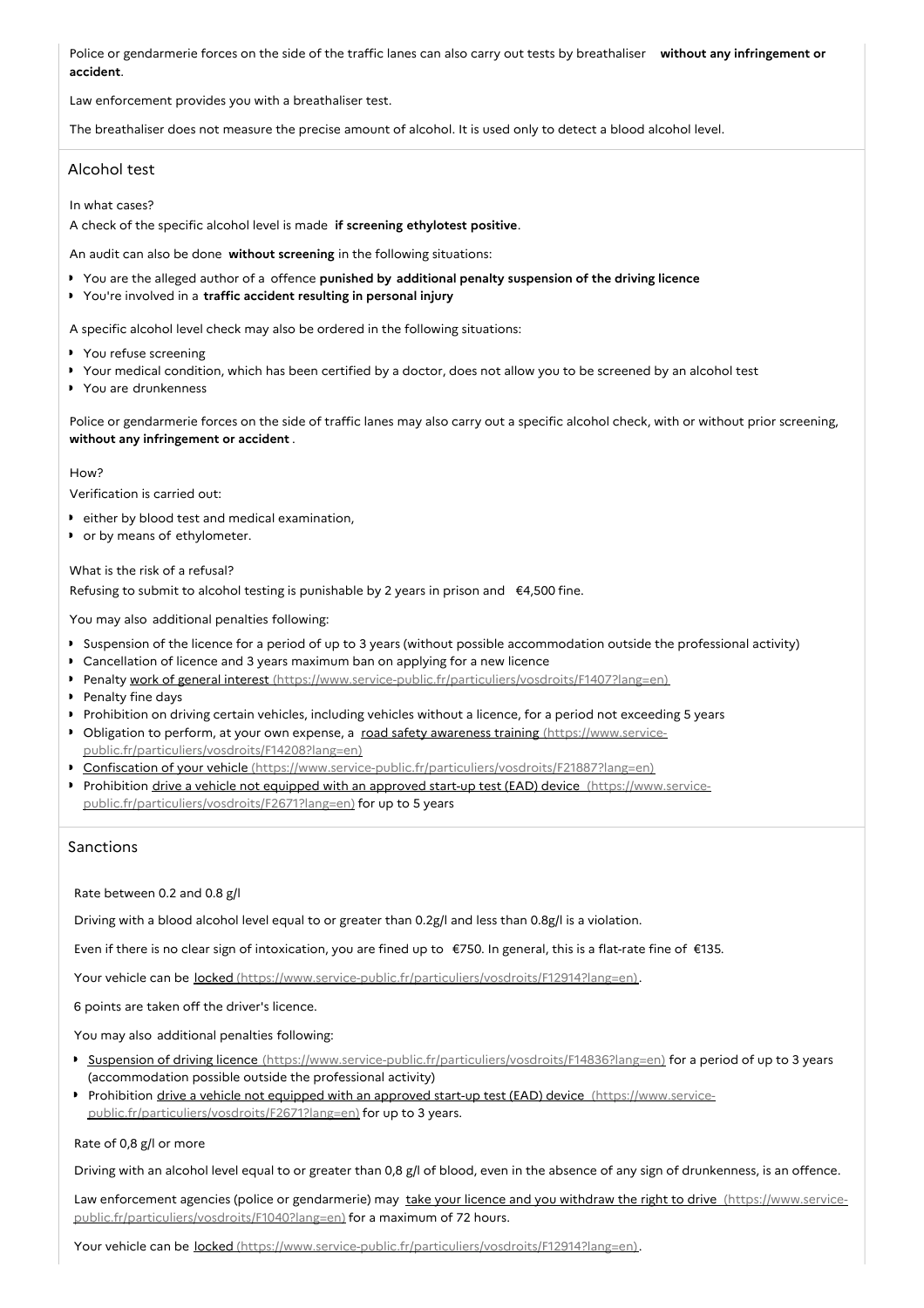Police or gendarmerie forces on the side of the traffic lanes can also carry out tests by breathaliser **without any infringement or accident**.

Law enforcement provides you with a breathaliser test.

The breathaliser does not measure the precise amount of alcohol. It is used only to detect a blood alcohol level.

## Alcohol test

In what cases?

A check of the specific alcohol level is made **if screening ethylotest positive**.

An audit can also be done **without screening** in the following situations:

- You are the alleged author of a offence **punished by additional penalty suspension of the driving licence**
- You're involved in a **traffic accident resulting in personal injury**

A specific alcohol level check may also be ordered in the following situations:

- You refuse screening
- Your medical condition, which has been certified by a doctor, does not allow you to be screened by an alcohol test
- You are drunkenness

Police or gendarmerie forces on the side of traffic lanes may also carry out a specific alcohol check, with or without prior screening, **without any infringement or accident** .

How?

Verification is carried out:

- either by blood test and medical examination,
- or by means of ethylometer.

What is the risk of a refusal?

Refusing to submit to alcohol testing is punishable by 2 years in prison and €4,500 fine.

You may also additional penalties following:

- Suspension of the licence for a period of up to 3 years (without possible accommodation outside the professional activity)
- Cancellation of licence and 3 years maximum ban on applying for a new licence
- Penalty work of general interest (https://www.service-public.fr/particuliers/vosdroits/F1407?lang=en)
- Penalty fine days
- Prohibition on driving certain vehicles, including vehicles without a licence, for a period not exceeding 5 years
- Obligation to perform, at your own expense, a road safety awareness training (https://www.service-public.fr/particuliers/vosdroits/F14208?lang=en)
- Confiscation of your vehicle (https://www.service-public.fr/particuliers/vosdroits/F21887?lang=en)
- Prohibition drive a vehicle not equipped with an approved start-up test (EAD) device (https://www.service-public.fr/particuliers/vosdroits/F2671?lang=en) for up to 5 years

## Sanctions

Rate between 0.2 and 0.8 g/l

Driving with a blood alcohol level equal to or greater than 0.2g/l and less than 0.8g/l is a violation.

Even if there is no clear sign of intoxication, you are fined up to €750. In general, this is a flat-rate fine of €135.

Your vehicle can be locked (https://www.service-public.fr/particuliers/vosdroits/F12914?lang=en).

6 points are taken off the driver's licence.

You may also additional penalties following:

- Suspension of driving licence (https://www.service-public.fr/particuliers/vosdroits/F14836?lang=en) for a period of up to 3 years (accommodation possible outside the professional activity)
- Prohibition drive a vehicle not equipped with an approved start-up test (EAD) device (https://www.service-public.fr/particuliers/vosdroits/F2671?lang=en) for up to 3 years.

Rate of 0,8 g/l or more

Driving with an alcohol level equal to or greater than 0,8 g/l of blood, even in the absence of any sign of drunkenness, is an offence.

Law enforcement agencies (police or gendarmerie) may take your licence and you withdraw the right to drive (https://www.service-public.fr/particuliers/vosdroits/F1040?lang=en) for a maximum of 72 hours.

Your vehicle can be locked (https://www.service-public.fr/particuliers/vosdroits/F12914?lang=en).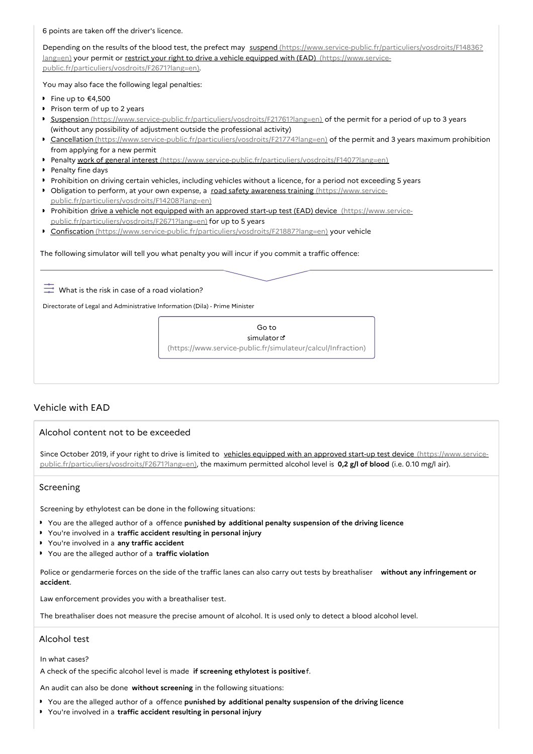6 points are taken off the driver's licence.

Depending on the results of the blood test, the prefect may suspend (https://www.service-public.fr/particuliers/vosdroits/F14836?lang=en) your permit or restrict your right to drive a vehicle equipped with (EAD) (https://www.service-public.fr/particuliers/vosdroits/F2671?lang=en).

You may also face the following legal penalties:

- Fine up to €4,500
- Prison term of up to 2 years
- Suspension (https://www.service-public.fr/particuliers/vosdroits/F21761?lang=en) of the permit for a period of up to 3 years (without any possibility of adjustment outside the professional activity)
- Cancellation (https://www.service-public.fr/particuliers/vosdroits/F21774?lang=en) of the permit and 3 years maximum prohibition from applying for a new permit
- Penalty work of general interest (https://www.service-public.fr/particuliers/vosdroits/F1407?lang=en)
- Penalty fine days
- Prohibition on driving certain vehicles, including vehicles without a licence, for a period not exceeding 5 years
- Obligation to perform, at your own expense, a road safety awareness training (https://www.service-public.fr/particuliers/vosdroits/F14208?lang=en)
- Prohibition drive a vehicle not equipped with an approved start-up test (EAD) device (https://www.service-public.fr/particuliers/vosdroits/F2671?lang=en) for up to 5 years
- Confiscation (https://www.service-public.fr/particuliers/vosdroits/F21887?lang=en) your vehicle

The following simulator will tell you what penalty you will incur if you commit a traffic offence:

What is the risk in case of a road violation?

Directorate of Legal and Administrative Information (Dila) - Prime Minister

Go to simulator (https://www.service-public.fr/simulateur/calcul/Infraction)

## Vehicle with EAD

### Alcohol content not to be exceeded

Since October 2019, if your right to drive is limited to vehicles equipped with an approved start-up test device (https://www.service-public.fr/particuliers/vosdroits/F2671?lang=en), the maximum permitted alcohol level is **0,2 g/l of blood** (i.e. 0.10 mg/l air).

### Screening

Screening by ethylotest can be done in the following situations:

- You are the alleged author of a offence **punished by additional penalty suspension of the driving licence**
- You're involved in a **traffic accident resulting in personal injury**
- You're involved in a **any traffic accident**
- You are the alleged author of a **traffic violation**

Police or gendarmerie forces on the side of the traffic lanes can also carry out tests by breathaliser **without any infringement or accident**.

Law enforcement provides you with a breathaliser test.

The breathaliser does not measure the precise amount of alcohol. It is used only to detect a blood alcohol level.

### Alcohol test

In what cases?

A check of the specific alcohol level is made **if screening ethylotest is positive**f.

An audit can also be done **without screening** in the following situations:

- You are the alleged author of a offence **punished by additional penalty suspension of the driving licence**
- You're involved in a **traffic accident resulting in personal injury**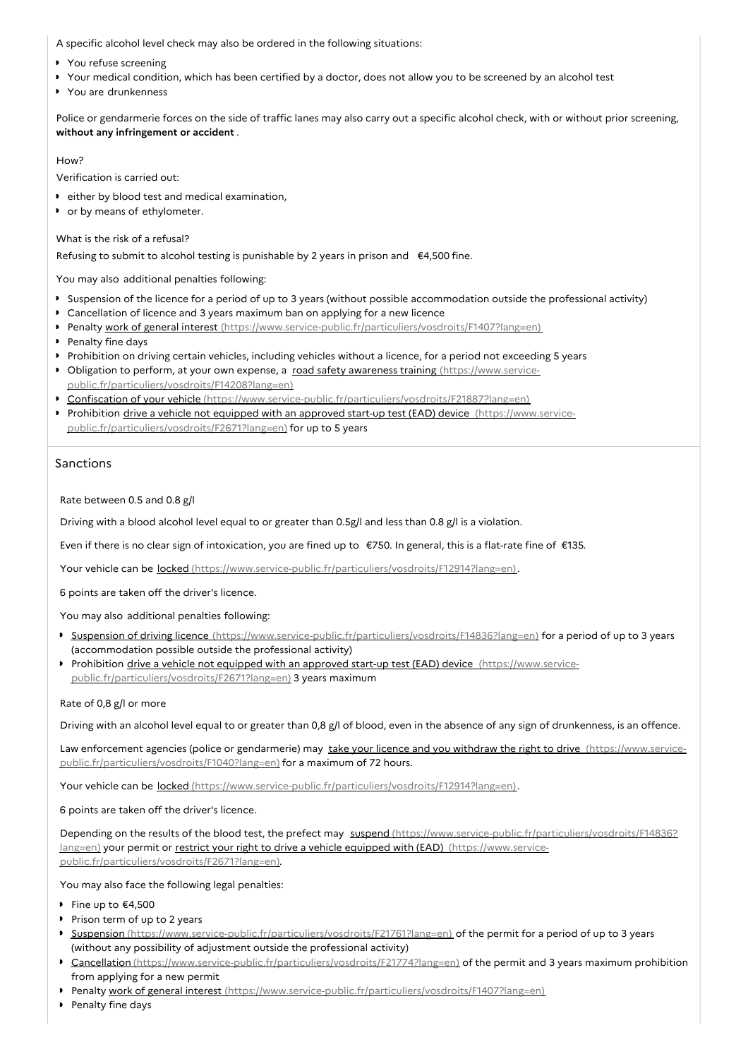A specific alcohol level check may also be ordered in the following situations:

- You refuse screening
- Your medical condition, which has been certified by a doctor, does not allow you to be screened by an alcohol test
- You are drunkenness

Police or gendarmerie forces on the side of traffic lanes may also carry out a specific alcohol check, with or without prior screening, **without any infringement or accident** .

How?

Verification is carried out:

- either by blood test and medical examination,
- or by means of ethylometer.

What is the risk of a refusal?

Refusing to submit to alcohol testing is punishable by 2 years in prison and €4,500 fine.

You may also additional penalties following:

- Suspension of the licence for a period of up to 3 years (without possible accommodation outside the professional activity)
- Cancellation of licence and 3 years maximum ban on applying for a new licence
- Penalty work of general interest (https://www.service-public.fr/particuliers/vosdroits/F1407?lang=en)
- Penalty fine days
- Prohibition on driving certain vehicles, including vehicles without a licence, for a period not exceeding 5 years
- Obligation to perform, at your own expense, a road safety awareness training (https://www.service-public.fr/particuliers/vosdroits/F14208?lang=en)
- Confiscation of your vehicle (https://www.service-public.fr/particuliers/vosdroits/F21887?lang=en)
- Prohibition drive a vehicle not equipped with an approved start-up test (EAD) device (https://www.service-public.fr/particuliers/vosdroits/F2671?lang=en) for up to 5 years

## Sanctions

Rate between 0.5 and 0.8 g/l

Driving with a blood alcohol level equal to or greater than 0.5g/l and less than 0.8 g/l is a violation.

Even if there is no clear sign of intoxication, you are fined up to €750. In general, this is a flat-rate fine of €135.

Your vehicle can be locked (https://www.service-public.fr/particuliers/vosdroits/F12914?lang=en).

6 points are taken off the driver's licence.

You may also additional penalties following:

- Suspension of driving licence (https://www.service-public.fr/particuliers/vosdroits/F14836?lang=en) for a period of up to 3 years (accommodation possible outside the professional activity)
- Prohibition drive a vehicle not equipped with an approved start-up test (EAD) device (https://www.service-public.fr/particuliers/vosdroits/F2671?lang=en) 3 years maximum

Rate of 0,8 g/l or more

Driving with an alcohol level equal to or greater than 0,8 g/l of blood, even in the absence of any sign of drunkenness, is an offence.

Law enforcement agencies (police or gendarmerie) may take your licence and you withdraw the right to drive (https://www.service-public.fr/particuliers/vosdroits/F1040?lang=en) for a maximum of 72 hours.

Your vehicle can be locked (https://www.service-public.fr/particuliers/vosdroits/F12914?lang=en).

6 points are taken off the driver's licence.

Depending on the results of the blood test, the prefect may suspend (https://www.service-public.fr/particuliers/vosdroits/F14836?lang=en) your permit or restrict your right to drive a vehicle equipped with (EAD) (https://www.service-public.fr/particuliers/vosdroits/F2671?lang=en).

You may also face the following legal penalties:

- Fine up to €4,500
- Prison term of up to 2 years
- Suspension (https://www.service-public.fr/particuliers/vosdroits/F21761?lang=en) of the permit for a period of up to 3 years (without any possibility of adjustment outside the professional activity)
- Cancellation (https://www.service-public.fr/particuliers/vosdroits/F21774?lang=en) of the permit and 3 years maximum prohibition from applying for a new permit
- Penalty work of general interest (https://www.service-public.fr/particuliers/vosdroits/F1407?lang=en)
- Penalty fine days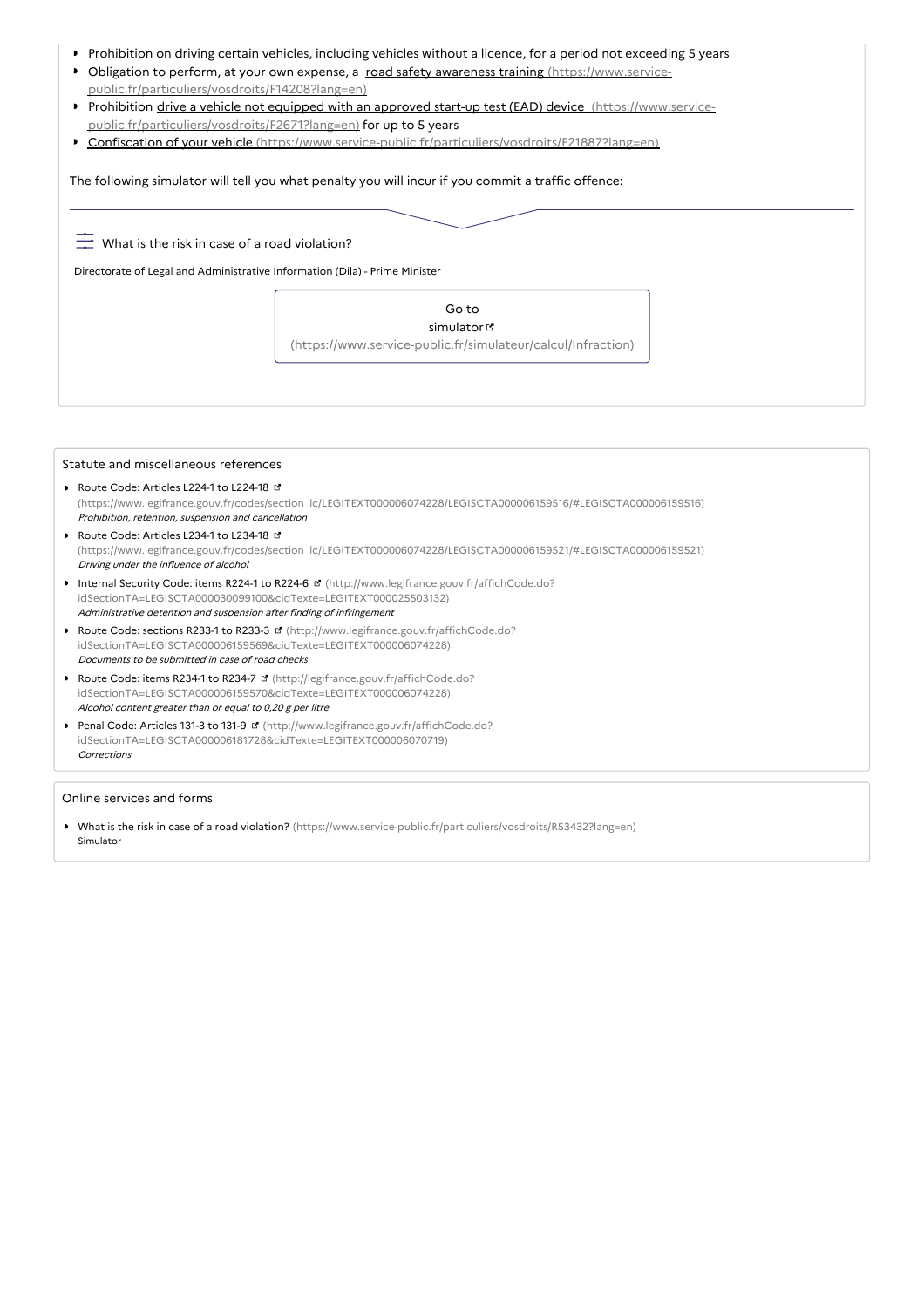- Prohibition on driving certain vehicles, including vehicles without a licence, for a period not exceeding 5 years
- Obligation to perform, at your own expense, a road safety awareness training (https://www.service-public.fr/particuliers/vosdroits/F14208?lang=en)
- Prohibition drive a vehicle not equipped with an approved start-up test (EAD) device (https://www.service-public.fr/particuliers/vosdroits/F2671?lang=en) for up to 5 years
- Confiscation of your vehicle (https://www.service-public.fr/particuliers/vosdroits/F21887?lang=en)

The following simulator will tell you what penalty you will incur if you commit a traffic offence:

What is the risk in case of a road violation?

Directorate of Legal and Administrative Information (Dila) - Prime Minister

Go to simulator (https://www.service-public.fr/simulateur/calcul/Infraction)

## Statute and miscellaneous references

- Route Code: Articles L224-1 to L224-18 (https://www.legifrance.gouv.fr/codes/section_lc/LEGITEXT000006074228/LEGISCTA000006159516/#LEGISCTA000006159516)
  *Prohibition, retention, suspension and cancellation*
- Route Code: Articles L234-1 to L234-18 (https://www.legifrance.gouv.fr/codes/section_lc/LEGITEXT000006074228/LEGISCTA000006159521/#LEGISCTA000006159521)
  *Driving under the influence of alcohol*
- Internal Security Code: items R224-1 to R224-6 (http://www.legifrance.gouv.fr/affichCode.do?idSectionTA=LEGISCTA000030099100&cidTexte=LEGITEXT000025503132)
  *Administrative detention and suspension after finding of infringement*
- Route Code: sections R233-1 to R233-3 (http://www.legifrance.gouv.fr/affichCode.do?idSectionTA=LEGISCTA000006159569&cidTexte=LEGITEXT000006074228)
  *Documents to be submitted in case of road checks*
- Route Code: items R234-1 to R234-7 (http://legifrance.gouv.fr/affichCode.do?idSectionTA=LEGISCTA000006159570&cidTexte=LEGITEXT000006074228)
  *Alcohol content greater than or equal to 0,20 g per litre*
- Penal Code: Articles 131-3 to 131-9 (http://www.legifrance.gouv.fr/affichCode.do?idSectionTA=LEGISCTA000006181728&cidTexte=LEGITEXT000006070719)
  *Corrections*

## Online services and forms

- What is the risk in case of a road violation? (https://www.service-public.fr/particuliers/vosdroits/R53432?lang=en)
  Simulator